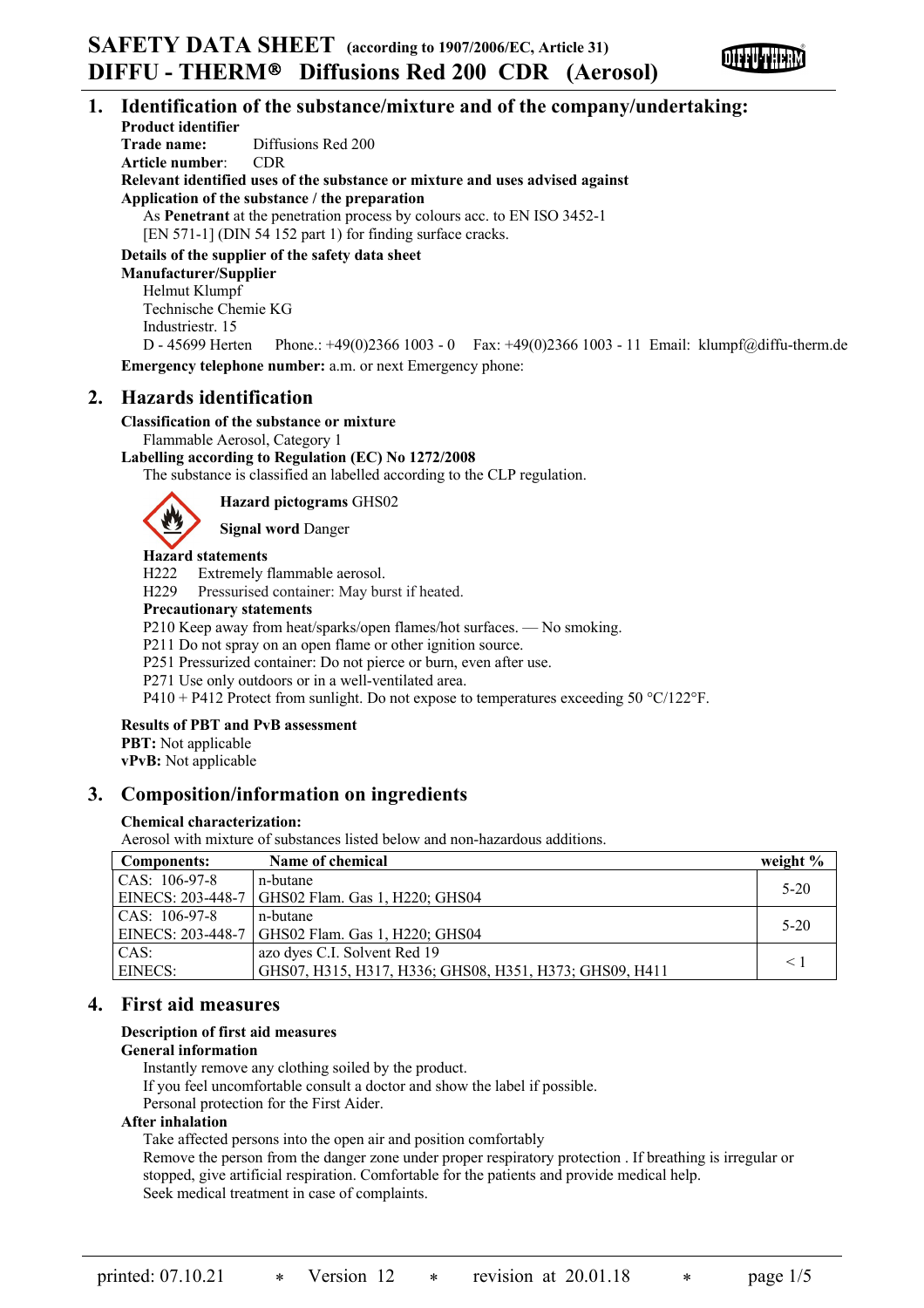# SAFETY DATA SHEET (according to 1907/2006/EC, Article 31)
# DIFFU - THERM® Diffusions Red 200 CDR (Aerosol)

## 1. Identification of the substance/mixture and of the company/undertaking:

**Product identifier**
**Trade name:** Diffusions Red 200
**Article number**: CDR

**Relevant identified uses of the substance or mixture and uses advised against**
**Application of the substance / the preparation**
As **Penetrant** at the penetration process by colours acc. to EN ISO 3452-1 [EN 571-1] (DIN 54 152 part 1) for finding surface cracks.

**Details of the supplier of the safety data sheet**
**Manufacturer/Supplier**
Helmut Klumpf
Technische Chemie KG
Industriestr. 15
D - 45699 Herten Phone.: +49(0)2366 1003 - 0 Fax: +49(0)2366 1003 - 11 Email: klumpf@diffu-therm.de

**Emergency telephone number:** a.m. or next Emergency phone:

## 2. Hazards identification

**Classification of the substance or mixture**
Flammable Aerosol, Category 1

**Labelling according to Regulation (EC) No 1272/2008**
The substance is classified an labelled according to the CLP regulation.

**Hazard pictograms** GHS02

**Signal word** Danger

**Hazard statements**
H222 Extremely flammable aerosol.
H229 Pressurised container: May burst if heated.

**Precautionary statements**
P210 Keep away from heat/sparks/open flames/hot surfaces. — No smoking.
P211 Do not spray on an open flame or other ignition source.
P251 Pressurized container: Do not pierce or burn, even after use.
P271 Use only outdoors or in a well-ventilated area.
P410 + P412 Protect from sunlight. Do not expose to temperatures exceeding 50 °C/122°F.

**Results of PBT and PvB assessment**
**PBT:** Not applicable
**vPvB:** Not applicable

## 3. Composition/information on ingredients

**Chemical characterization:**
Aerosol with mixture of substances listed below and non-hazardous additions.

| Components: | Name of chemical | weight % |
|---|---|---|
| CAS: 106-97-8<br>EINECS: 203-448-7 | n-butane<br>GHS02 Flam. Gas 1, H220; GHS04 | 5-20 |
| CAS: 106-97-8<br>EINECS: 203-448-7 | n-butane<br>GHS02 Flam. Gas 1, H220; GHS04 | 5-20 |
| CAS:<br>EINECS: | azo dyes C.I. Solvent Red 19<br>GHS07, H315, H317, H336; GHS08, H351, H373; GHS09, H411 | < 1 |

## 4. First aid measures

**Description of first aid measures**
**General information**
Instantly remove any clothing soiled by the product.
If you feel uncomfortable consult a doctor and show the label if possible.
Personal protection for the First Aider.

**After inhalation**
Take affected persons into the open air and position comfortably
Remove the person from the danger zone under proper respiratory protection . If breathing is irregular or stopped, give artificial respiration. Comfortable for the patients and provide medical help.
Seek medical treatment in case of complaints.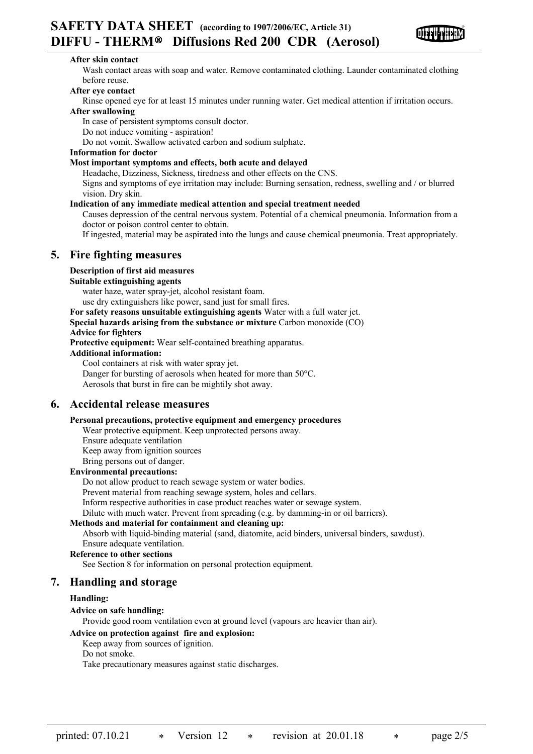**After skin contact**

Wash contact areas with soap and water. Remove contaminated clothing. Launder contaminated clothing before reuse.

**After eye contact**

Rinse opened eye for at least 15 minutes under running water. Get medical attention if irritation occurs.

**After swallowing**

In case of persistent symptoms consult doctor.
Do not induce vomiting - aspiration!
Do not vomit. Swallow activated carbon and sodium sulphate.

**Information for doctor**

**Most important symptoms and effects, both acute and delayed**

Headache, Dizziness, Sickness, tiredness and other effects on the CNS.
Signs and symptoms of eye irritation may include: Burning sensation, redness, swelling and / or blurred vision. Dry skin.

**Indication of any immediate medical attention and special treatment needed**

Causes depression of the central nervous system. Potential of a chemical pneumonia. Information from a doctor or poison control center to obtain.
If ingested, material may be aspirated into the lungs and cause chemical pneumonia. Treat appropriately.

## 5. Fire fighting measures

**Description of first aid measures**

**Suitable extinguishing agents**

water haze, water spray-jet, alcohol resistant foam.
use dry extinguishers like power, sand just for small fires.

**For safety reasons unsuitable extinguishing agents** Water with a full water jet.

**Special hazards arising from the substance or mixture** Carbon monoxide (CO)

**Advice for fighters**

**Protective equipment:** Wear self-contained breathing apparatus.

**Additional information:**

Cool containers at risk with water spray jet.
Danger for bursting of aerosols when heated for more than 50°C.
Aerosols that burst in fire can be mightily shot away.

## 6. Accidental release measures

**Personal precautions, protective equipment and emergency procedures**

Wear protective equipment. Keep unprotected persons away.
Ensure adequate ventilation
Keep away from ignition sources
Bring persons out of danger.

**Environmental precautions:**

Do not allow product to reach sewage system or water bodies.
Prevent material from reaching sewage system, holes and cellars.
Inform respective authorities in case product reaches water or sewage system.
Dilute with much water. Prevent from spreading (e.g. by damming-in or oil barriers).

**Methods and material for containment and cleaning up:**

Absorb with liquid-binding material (sand, diatomite, acid binders, universal binders, sawdust).
Ensure adequate ventilation.

**Reference to other sections**

See Section 8 for information on personal protection equipment.

## 7. Handling and storage

**Handling:**

**Advice on safe handling:**

Provide good room ventilation even at ground level (vapours are heavier than air).

**Advice on protection against fire and explosion:**

Keep away from sources of ignition.
Do not smoke.
Take precautionary measures against static discharges.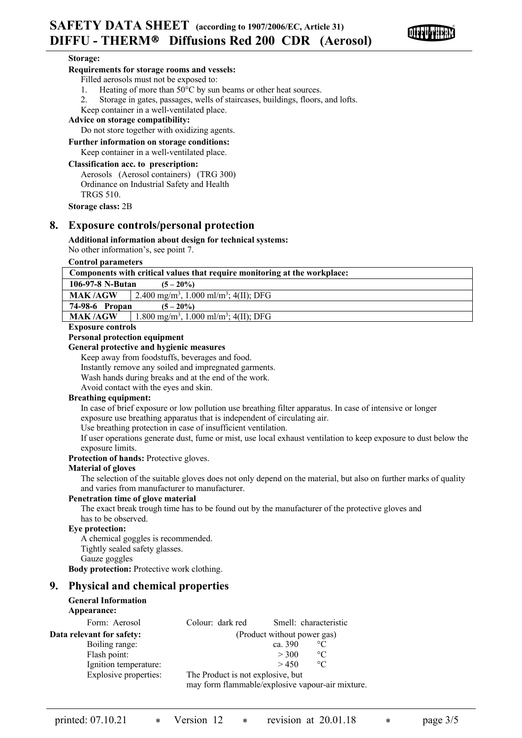**Storage:**

**Requirements for storage rooms and vessels:**

Filled aerosols must not be exposed to:

1. Heating of more than 50°C by sun beams or other heat sources.
2. Storage in gates, passages, wells of staircases, buildings, floors, and lofts.

Keep container in a well-ventilated place.

**Advice on storage compatibility:**

Do not store together with oxidizing agents.

**Further information on storage conditions:**

Keep container in a well-ventilated place.

**Classification acc. to prescription:**

Aerosols (Aerosol containers) (TRG 300)
Ordinance on Industrial Safety and Health
TRGS 510.

**Storage class:** 2B

## 8. Exposure controls/personal protection

**Additional information about design for technical systems:**
No other information's, see point 7.

**Control parameters**

| Components with critical values that require monitoring at the workplace: | |
|---|---|
| **106-97-8 N-Butan (5 – 20%)** | |
| **MAK /AGW** | 2.400 mg/m$^3$, 1.000 ml/m$^3$; 4(II); DFG |
| **74-98-6 Propan (5 – 20%)** | |
| **MAK /AGW** | 1.800 mg/m$^3$, 1.000 ml/m$^3$; 4(II); DFG |

**Exposure controls**

**Personal protection equipment**

**General protective and hygienic measures**

Keep away from foodstuffs, beverages and food.
Instantly remove any soiled and impregnated garments.
Wash hands during breaks and at the end of the work.
Avoid contact with the eyes and skin.

**Breathing equipment:**

In case of brief exposure or low pollution use breathing filter apparatus. In case of intensive or longer exposure use breathing apparatus that is independent of circulating air.
Use breathing protection in case of insufficient ventilation.
If user operations generate dust, fume or mist, use local exhaust ventilation to keep exposure to dust below the exposure limits.

**Protection of hands:** Protective gloves.

**Material of gloves**

The selection of the suitable gloves does not only depend on the material, but also on further marks of quality and varies from manufacturer to manufacturer.

**Penetration time of glove material**

The exact break trough time has to be found out by the manufacturer of the protective gloves and has to be observed.

**Eye protection:**

A chemical goggles is recommended.
Tightly sealed safety glasses.
Gauze goggles

**Body protection:** Protective work clothing.

## 9. Physical and chemical properties

**General Information**

**Appearance:**

Form: Aerosol    Colour: dark red    Smell: characteristic

**Data relevant for safety:** (Product without power gas)

| | | |
|---|---|---|
| Boiling range: | ca. 390 | °C |
| Flash point: | > 300 | °C |
| Ignition temperature: | > 450 | °C |
| Explosive properties: | The Product is not explosive, but may form flammable/explosive vapour-air mixture. | |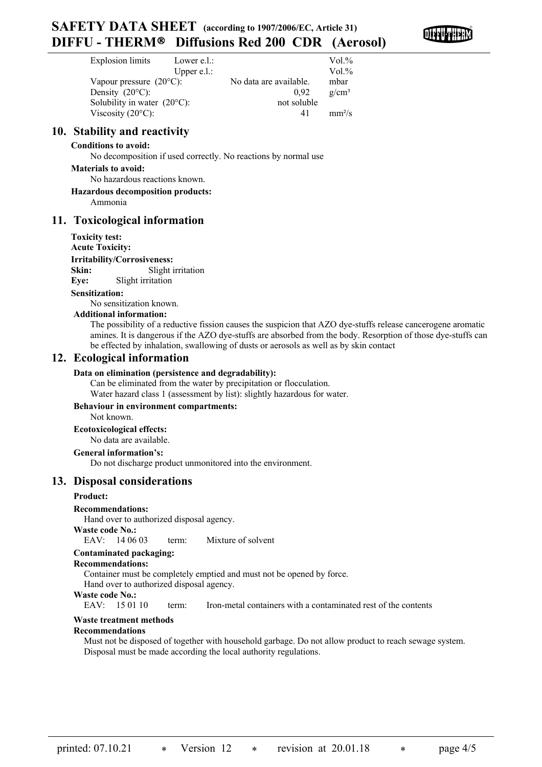| | | | |
|---|---|---|---|
| Explosion limits | Lower e.l.: | | Vol.% |
| | Upper e.l.: | | Vol.% |
| Vapour pressure (20°C): | | No data are available. | mbar |
| Density (20°C): | | 0,92 | g/cm³ |
| Solubility in water (20°C): | | not soluble | |
| Viscosity (20°C): | | 41 | mm²/s |

## 10. Stability and reactivity

**Conditions to avoid:**

No decomposition if used correctly. No reactions by normal use

**Materials to avoid:**

No hazardous reactions known.

**Hazardous decomposition products:**

Ammonia

## 11. Toxicological information

**Toxicity test:**

**Acute Toxicity:**

**Irritability/Corrosiveness:**

**Skin:** Slight irritation

**Eye:** Slight irritation

**Sensitization:**

No sensitization known.

**Additional information:**

The possibility of a reductive fission causes the suspicion that AZO dye-stuffs release cancerogene aromatic amines. It is dangerous if the AZO dye-stuffs are absorbed from the body. Resorption of those dye-stuffs can be effected by inhalation, swallowing of dusts or aerosols as well as by skin contact

## 12. Ecological information

**Data on elimination (persistence and degradability):**

Can be eliminated from the water by precipitation or flocculation.
Water hazard class 1 (assessment by list): slightly hazardous for water.

**Behaviour in environment compartments:**

Not known.

**Ecotoxicological effects:**

No data are available.

**General information's:**

Do not discharge product unmonitored into the environment.

## 13. Disposal considerations

**Product:**

**Recommendations:**

Hand over to authorized disposal agency.

**Waste code No.:**

EAV: 14 06 03 term: Mixture of solvent

**Contaminated packaging:**

**Recommendations:**

Container must be completely emptied and must not be opened by force.
Hand over to authorized disposal agency.

**Waste code No.:**

EAV: 15 01 10 term: Iron-metal containers with a contaminated rest of the contents

**Waste treatment methods**

**Recommendations**

Must not be disposed of together with household garbage. Do not allow product to reach sewage system.
Disposal must be made according the local authority regulations.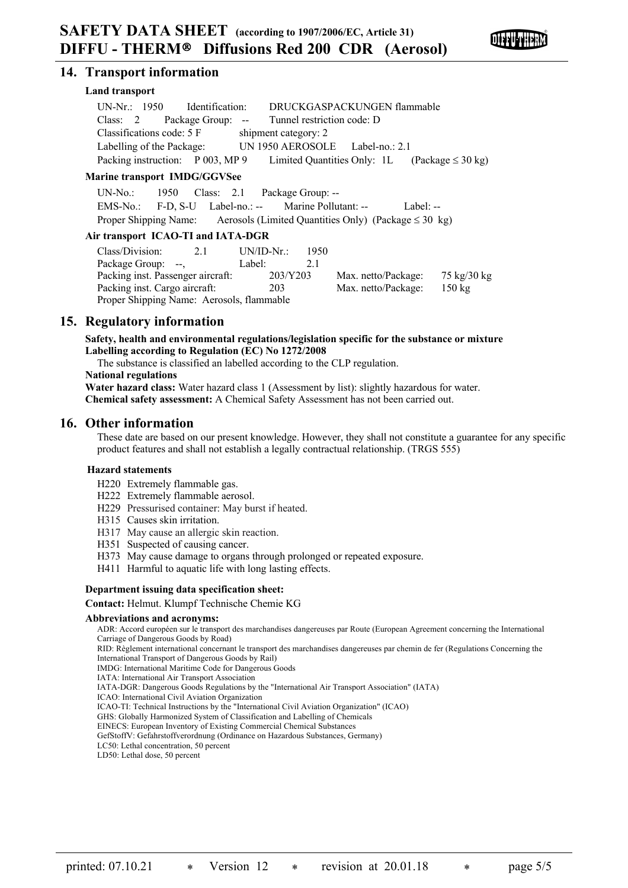## 14. Transport information

**Land transport**

UN-Nr.: 1950 Identification: DRUCKGASPACKUNGEN flammable
Class: 2 Package Group: -- Tunnel restriction code: D
Classifications code: 5 F shipment category: 2
Labelling of the Package: UN 1950 AEROSOLE Label-no.: 2.1
Packing instruction: P 003, MP 9 Limited Quantities Only: 1L (Package ≤ 30 kg)

**Marine transport IMDG/GGVSee**

UN-No.: 1950 Class: 2.1 Package Group: --
EMS-No.: F-D, S-U Label-no.: -- Marine Pollutant: -- Label: --
Proper Shipping Name: Aerosols (Limited Quantities Only) (Package ≤ 30 kg)

**Air transport ICAO-TI and IATA-DGR**

| | | | |
|---|---|---|---|
| Class/Division: 2.1 | UN/ID-Nr.: 1950 | | |
| Package Group: --, | Label: 2.1 | | |
| Packing inst. Passenger aircraft: | 203/Y203 | Max. netto/Package: | 75 kg/30 kg |
| Packing inst. Cargo aircraft: | 203 | Max. netto/Package: | 150 kg |

Proper Shipping Name: Aerosols, flammable

## 15. Regulatory information

**Safety, health and environmental regulations/legislation specific for the substance or mixture**
**Labelling according to Regulation (EC) No 1272/2008**

The substance is classified an labelled according to the CLP regulation.

**National regulations**

**Water hazard class:** Water hazard class 1 (Assessment by list): slightly hazardous for water.
**Chemical safety assessment:** A Chemical Safety Assessment has not been carried out.

## 16. Other information

These date are based on our present knowledge. However, they shall not constitute a guarantee for any specific product features and shall not establish a legally contractual relationship. (TRGS 555)

**Hazard statements**

- H220 Extremely flammable gas.
- H222 Extremely flammable aerosol.
- H229 Pressurised container: May burst if heated.
- H315 Causes skin irritation.
- H317 May cause an allergic skin reaction.
- H351 Suspected of causing cancer.
- H373 May cause damage to organs through prolonged or repeated exposure.
- H411 Harmful to aquatic life with long lasting effects.

**Department issuing data specification sheet:**

**Contact:** Helmut. Klumpf Technische Chemie KG

**Abbreviations and acronyms:**

ADR: Accord européen sur le transport des marchandises dangereuses par Route (European Agreement concerning the International Carriage of Dangerous Goods by Road)
RID: Règlement international concernant le transport des marchandises dangereuses par chemin de fer (Regulations Concerning the International Transport of Dangerous Goods by Rail)
IMDG: International Maritime Code for Dangerous Goods
IATA: International Air Transport Association
IATA-DGR: Dangerous Goods Regulations by the "International Air Transport Association" (IATA)
ICAO: International Civil Aviation Organization
ICAO-TI: Technical Instructions by the "International Civil Aviation Organization" (ICAO)
GHS: Globally Harmonized System of Classification and Labelling of Chemicals
EINECS: European Inventory of Existing Commercial Chemical Substances
GefStoffV: Gefahrstoffverordnung (Ordinance on Hazardous Substances, Germany)
LC50: Lethal concentration, 50 percent
LD50: Lethal dose, 50 percent